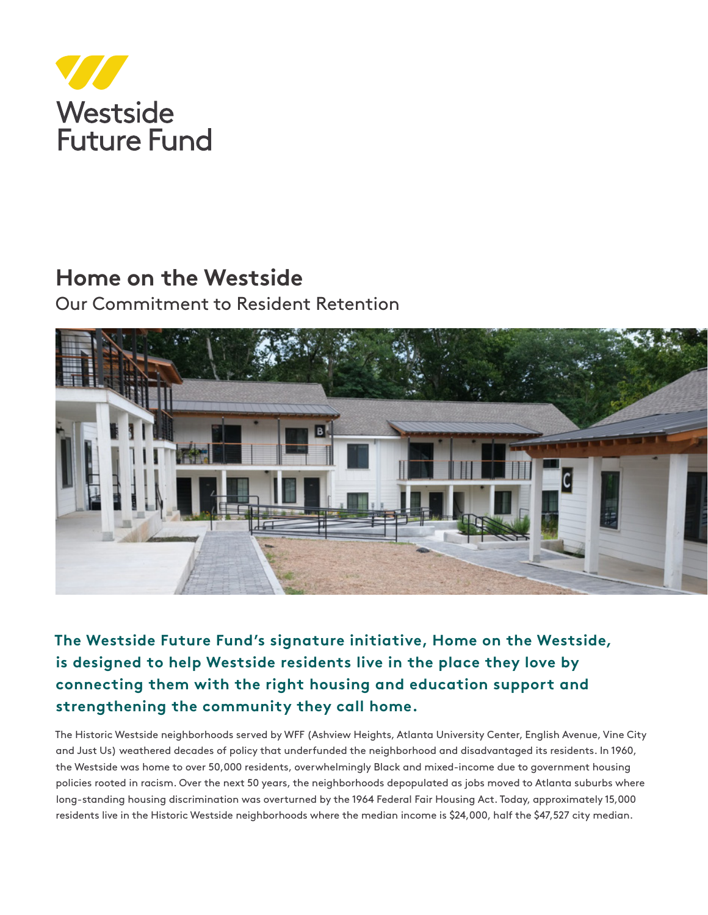Westside Future Fund

# Home on the Westside

## Our Commitment to Resident Retention

**The Westside Future Fund's signature initiative, Home on the Westside, is designed to help Westside residents live in the place they love by connecting them with the right housing and education support and strengthening the community they call home.**

The Historic Westside neighborhoods served by WFF (Ashview Heights, Atlanta University Center, English Avenue, Vine City and Just Us) weathered decades of policy that underfunded the neighborhood and disadvantaged its residents. In 1960, the Westside was home to over 50,000 residents, overwhelmingly Black and mixed-income due to government housing policies rooted in racism. Over the next 50 years, the neighborhoods depopulated as jobs moved to Atlanta suburbs where long-standing housing discrimination was overturned by the 1964 Federal Fair Housing Act. Today, approximately 15,000 residents live in the Historic Westside neighborhoods where the median income is $24,000, half the $47,527 city median.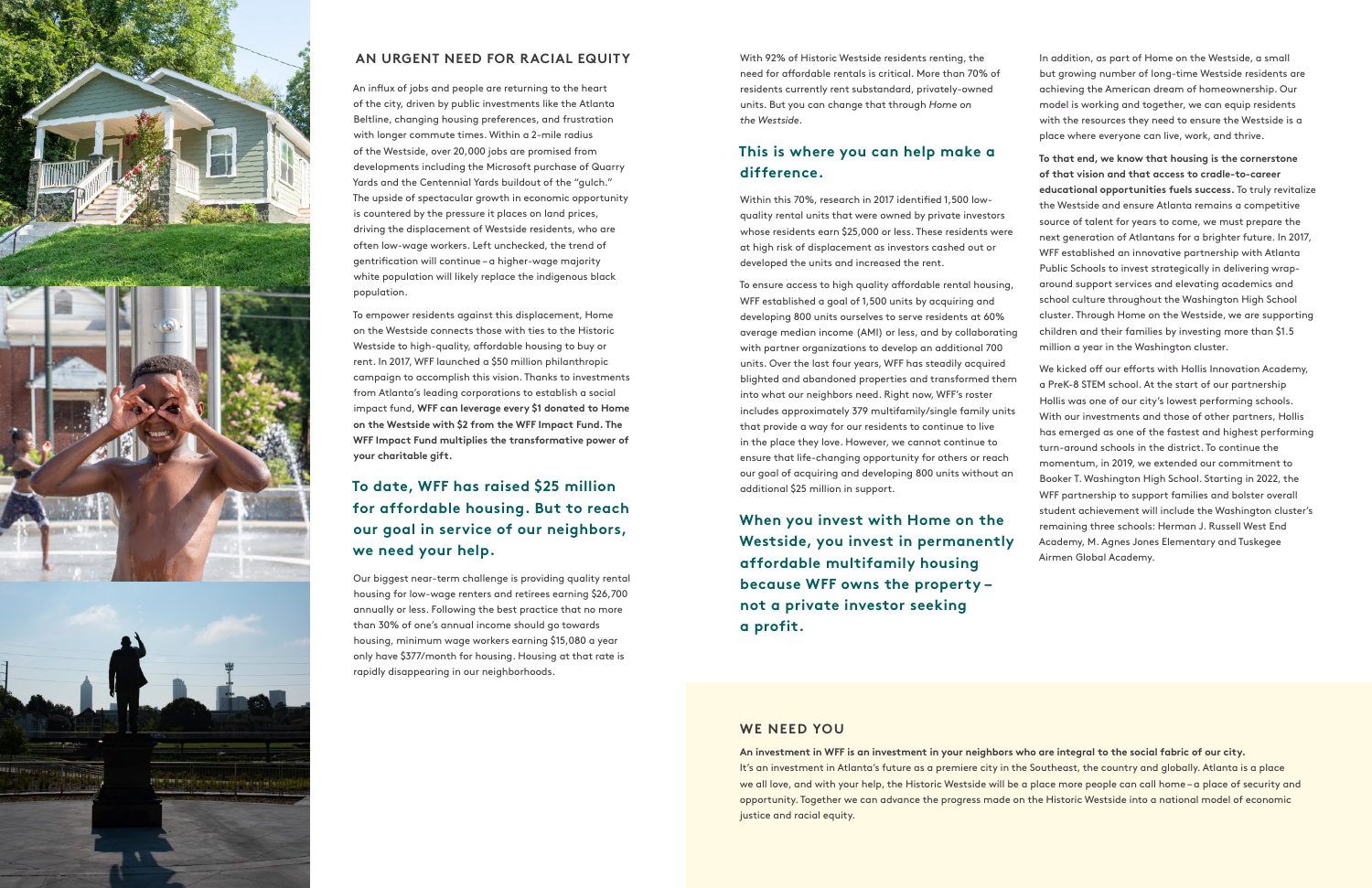## AN URGENT NEED FOR RACIAL EQUITY

An influx of jobs and people are returning to the heart of the city, driven by public investments like the Atlanta Beltline, changing housing preferences, and frustration with longer commute times. Within a 2-mile radius of the Westside, over 20,000 jobs are promised from developments including the Microsoft purchase of Quarry Yards and the Centennial Yards buildout of the "gulch." The upside of spectacular growth in economic opportunity is countered by the pressure it places on land prices, driving the displacement of Westside residents, who are often low-wage workers. Left unchecked, the trend of gentrification will continue – a higher-wage majority white population will likely replace the indigenous black population.

To empower residents against this displacement, Home on the Westside connects those with ties to the Historic Westside to high-quality, affordable housing to buy or rent. In 2017, WFF launched a $50 million philanthropic campaign to accomplish this vision. Thanks to investments from Atlanta's leading corporations to establish a social impact fund, **WFF can leverage every $1 donated to Home on the Westside with $2 from the WFF Impact Fund. The WFF Impact Fund multiplies the transformative power of your charitable gift.**

### To date, WFF has raised $25 million for affordable housing. But to reach our goal in service of our neighbors, we need your help.

Our biggest near-term challenge is providing quality rental housing for low-wage renters and retirees earning $26,700 annually or less. Following the best practice that no more than 30% of one's annual income should go towards housing, minimum wage workers earning $15,080 a year only have $377/month for housing. Housing at that rate is rapidly disappearing in our neighborhoods.

With 92% of Historic Westside residents renting, the need for affordable rentals is critical. More than 70% of residents currently rent substandard, privately-owned units. But you can change that through *Home on the Westside*.

### This is where you can help make a difference.

Within this 70%, research in 2017 identified 1,500 low-quality rental units that were owned by private investors whose residents earn $25,000 or less. These residents were at high risk of displacement as investors cashed out or developed the units and increased the rent.

To ensure access to high quality affordable rental housing, WFF established a goal of 1,500 units by acquiring and developing 800 units ourselves to serve residents at 60% average median income (AMI) or less, and by collaborating with partner organizations to develop an additional 700 units. Over the last four years, WFF has steadily acquired blighted and abandoned properties and transformed them into what our neighbors need. Right now, WFF's roster includes approximately 379 multifamily/single family units that provide a way for our residents to continue to live in the place they love. However, we cannot continue to ensure that life-changing opportunity for others or reach our goal of acquiring and developing 800 units without an additional $25 million in support.

### When you invest with Home on the Westside, you invest in permanently affordable multifamily housing because WFF owns the property – not a private investor seeking a profit.

In addition, as part of Home on the Westside, a small but growing number of long-time Westside residents are achieving the American dream of homeownership. Our model is working and together, we can equip residents with the resources they need to ensure the Westside is a place where everyone can live, work, and thrive.

**To that end, we know that housing is the cornerstone of that vision and that access to cradle-to-career educational opportunities fuels success.** To truly revitalize the Westside and ensure Atlanta remains a competitive source of talent for years to come, we must prepare the next generation of Atlantans for a brighter future. In 2017, WFF established an innovative partnership with Atlanta Public Schools to invest strategically in delivering wrap-around support services and elevating academics and school culture throughout the Washington High School cluster. Through Home on the Westside, we are supporting children and their families by investing more than $1.5 million a year in the Washington cluster.

We kicked off our efforts with Hollis Innovation Academy, a PreK-8 STEM school. At the start of our partnership Hollis was one of our city's lowest performing schools. With our investments and those of other partners, Hollis has emerged as one of the fastest and highest performing turn-around schools in the district. To continue the momentum, in 2019, we extended our commitment to Booker T. Washington High School. Starting in 2022, the WFF partnership to support families and bolster overall student achievement will include the Washington cluster's remaining three schools: Herman J. Russell West End Academy, M. Agnes Jones Elementary and Tuskegee Airmen Global Academy.

## WE NEED YOU

**An investment in WFF is an investment in your neighbors who are integral to the social fabric of our city.** It's an investment in Atlanta's future as a premiere city in the Southeast, the country and globally. Atlanta is a place we all love, and with your help, the Historic Westside will be a place more people can call home – a place of security and opportunity. Together we can advance the progress made on the Historic Westside into a national model of economic justice and racial equity.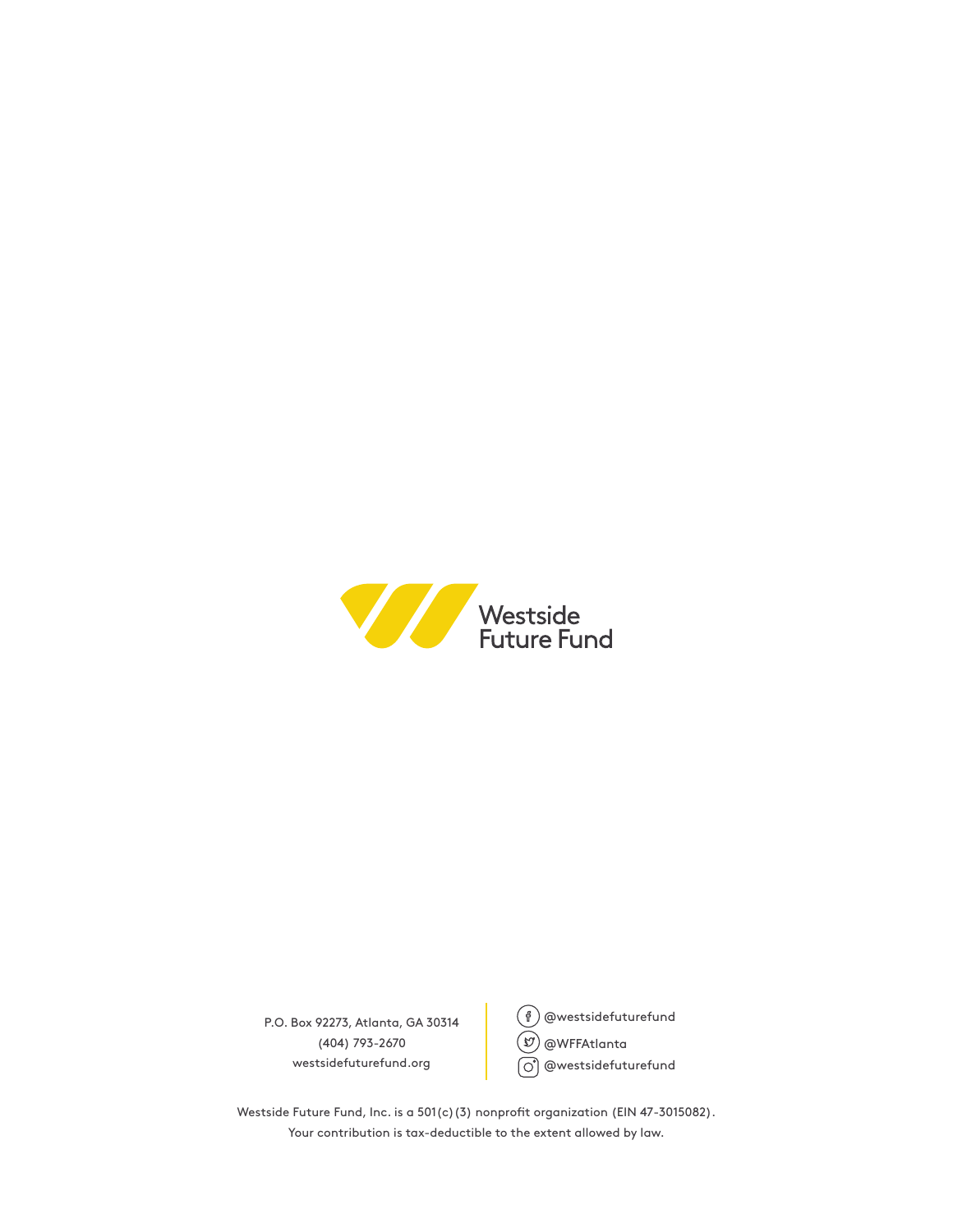Westside Future Fund

P.O. Box 92273, Atlanta, GA 30314
(404) 793-2670
westsidefuturefund.org

@westsidefuturefund
@WFFAtlanta
@westsidefuturefund

Westside Future Fund, Inc. is a 501(c)(3) nonprofit organization (EIN 47-3015082).
Your contribution is tax-deductible to the extent allowed by law.